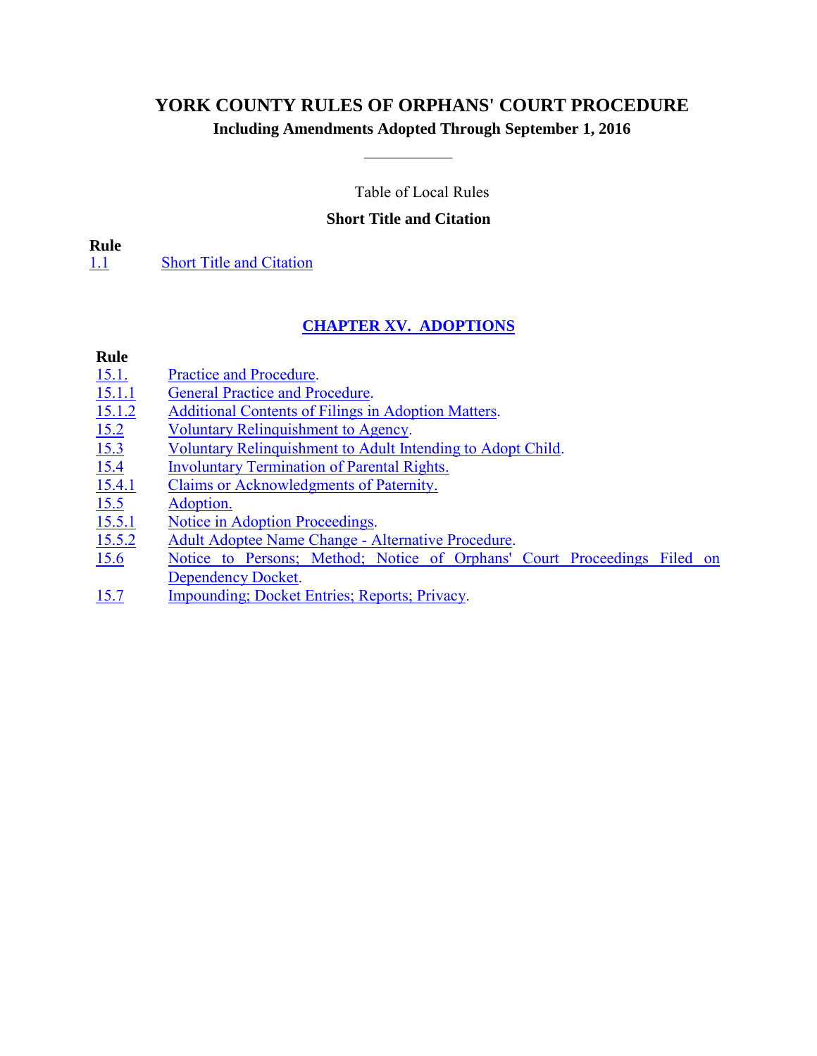# YORK COUNTY RULES OF ORPHANS' COURT PROCEDURE

**Including Amendments Adopted Through September 1, 2016**

---

Table of Local Rules

**Short Title and Citation**

| Rule | |
|---|---|
| 1.1 | Short Title and Citation |

## CHAPTER XV. ADOPTIONS

| Rule | |
|---|---|
| 15.1. | Practice and Procedure. |
| 15.1.1 | General Practice and Procedure. |
| 15.1.2 | Additional Contents of Filings in Adoption Matters. |
| 15.2 | Voluntary Relinquishment to Agency. |
| 15.3 | Voluntary Relinquishment to Adult Intending to Adopt Child. |
| 15.4 | Involuntary Termination of Parental Rights. |
| 15.4.1 | Claims or Acknowledgments of Paternity. |
| 15.5 | Adoption. |
| 15.5.1 | Notice in Adoption Proceedings. |
| 15.5.2 | Adult Adoptee Name Change - Alternative Procedure. |
| 15.6 | Notice to Persons; Method; Notice of Orphans' Court Proceedings Filed on Dependency Docket. |
| 15.7 | Impounding; Docket Entries; Reports; Privacy. |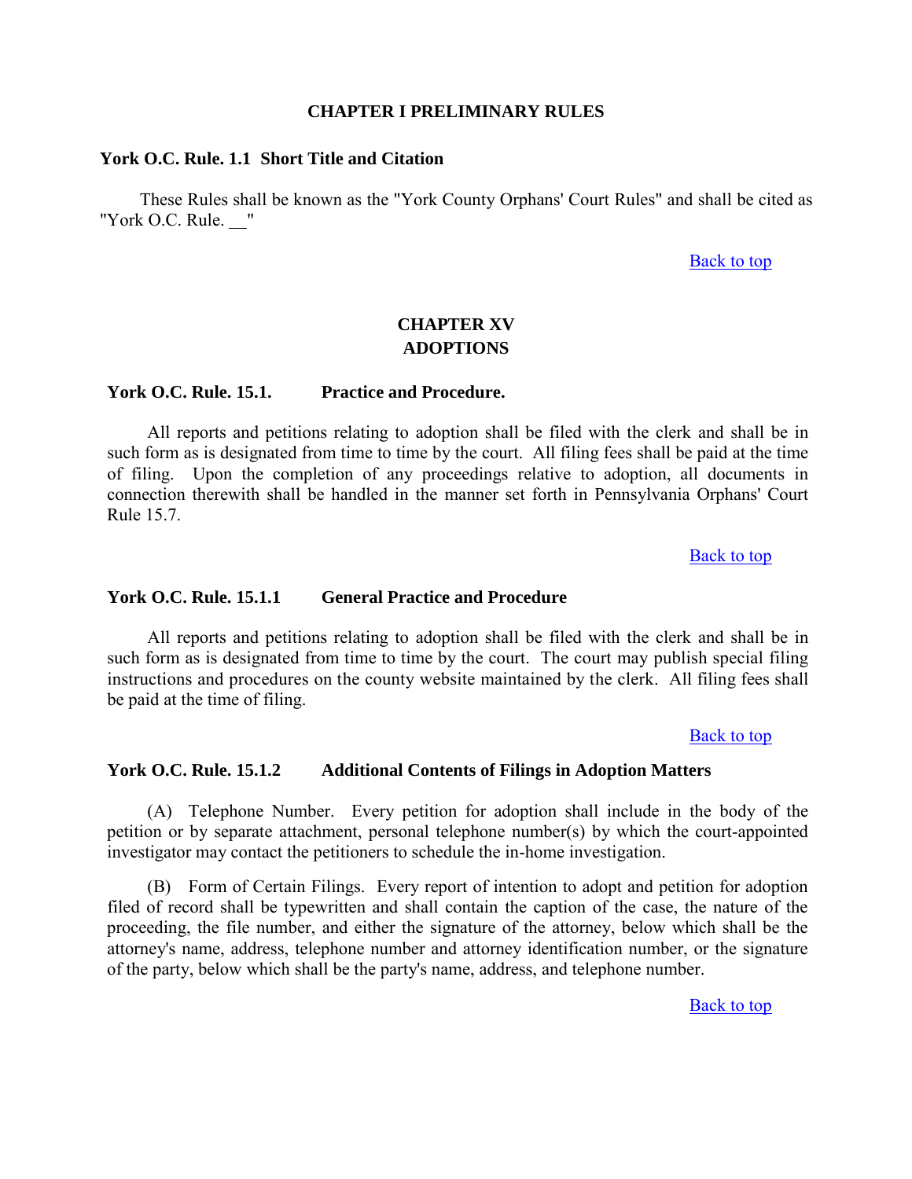## CHAPTER I PRELIMINARY RULES

### York O.C. Rule. 1.1 Short Title and Citation

These Rules shall be known as the "York County Orphans' Court Rules" and shall be cited as "York O.C. Rule. __"

Back to top

## CHAPTER XV
## ADOPTIONS

### York O.C. Rule. 15.1. Practice and Procedure.

All reports and petitions relating to adoption shall be filed with the clerk and shall be in such form as is designated from time to time by the court. All filing fees shall be paid at the time of filing. Upon the completion of any proceedings relative to adoption, all documents in connection therewith shall be handled in the manner set forth in Pennsylvania Orphans' Court Rule 15.7.

Back to top

### York O.C. Rule. 15.1.1 General Practice and Procedure

All reports and petitions relating to adoption shall be filed with the clerk and shall be in such form as is designated from time to time by the court. The court may publish special filing instructions and procedures on the county website maintained by the clerk. All filing fees shall be paid at the time of filing.

Back to top

### York O.C. Rule. 15.1.2 Additional Contents of Filings in Adoption Matters

(A) Telephone Number. Every petition for adoption shall include in the body of the petition or by separate attachment, personal telephone number(s) by which the court-appointed investigator may contact the petitioners to schedule the in-home investigation.

(B) Form of Certain Filings. Every report of intention to adopt and petition for adoption filed of record shall be typewritten and shall contain the caption of the case, the nature of the proceeding, the file number, and either the signature of the attorney, below which shall be the attorney's name, address, telephone number and attorney identification number, or the signature of the party, below which shall be the party's name, address, and telephone number.

Back to top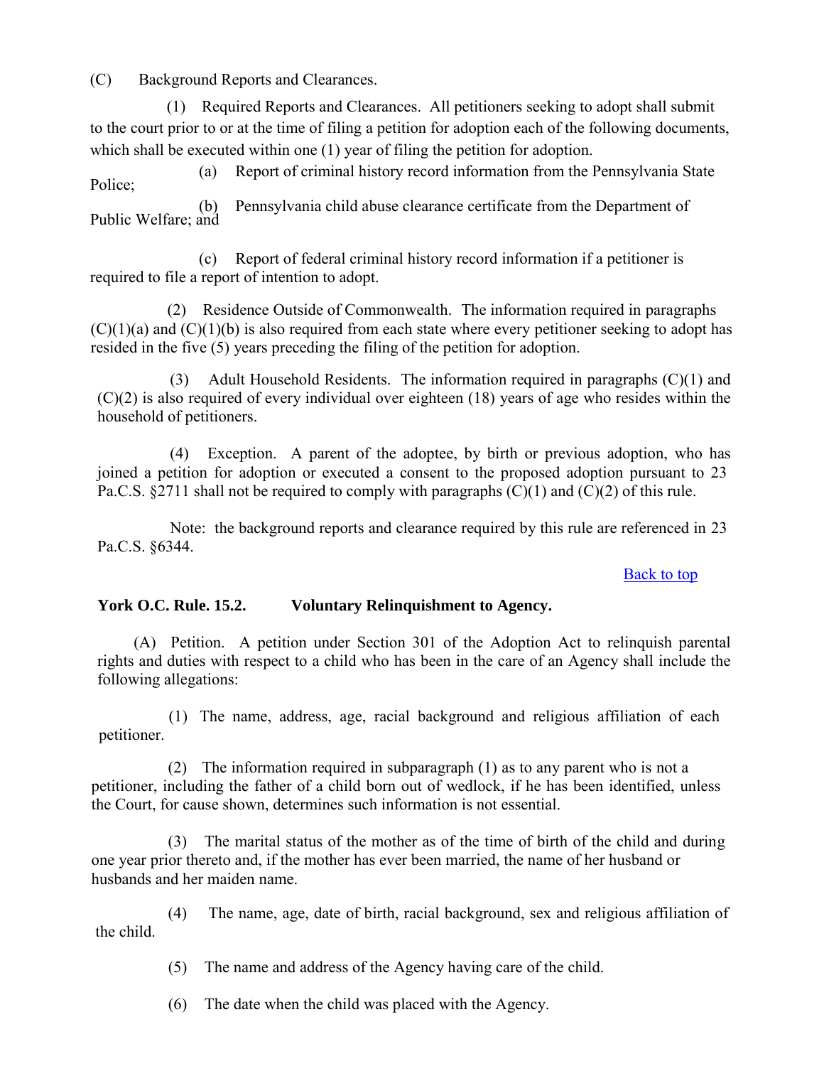(C) Background Reports and Clearances.

(1) Required Reports and Clearances. All petitioners seeking to adopt shall submit to the court prior to or at the time of filing a petition for adoption each of the following documents, which shall be executed within one (1) year of filing the petition for adoption.

(a) Report of criminal history record information from the Pennsylvania State Police;

(b) Pennsylvania child abuse clearance certificate from the Department of Public Welfare; and

(c) Report of federal criminal history record information if a petitioner is required to file a report of intention to adopt.

(2) Residence Outside of Commonwealth. The information required in paragraphs (C)(1)(a) and (C)(1)(b) is also required from each state where every petitioner seeking to adopt has resided in the five (5) years preceding the filing of the petition for adoption.

(3) Adult Household Residents. The information required in paragraphs (C)(1) and (C)(2) is also required of every individual over eighteen (18) years of age who resides within the household of petitioners.

(4) Exception. A parent of the adoptee, by birth or previous adoption, who has joined a petition for adoption or executed a consent to the proposed adoption pursuant to 23 Pa.C.S. §2711 shall not be required to comply with paragraphs (C)(1) and (C)(2) of this rule.

Note: the background reports and clearance required by this rule are referenced in 23 Pa.C.S. §6344.

Back to top

**York O.C. Rule. 15.2. Voluntary Relinquishment to Agency.**

(A) Petition. A petition under Section 301 of the Adoption Act to relinquish parental rights and duties with respect to a child who has been in the care of an Agency shall include the following allegations:

(1) The name, address, age, racial background and religious affiliation of each petitioner.

(2) The information required in subparagraph (1) as to any parent who is not a petitioner, including the father of a child born out of wedlock, if he has been identified, unless the Court, for cause shown, determines such information is not essential.

(3) The marital status of the mother as of the time of birth of the child and during one year prior thereto and, if the mother has ever been married, the name of her husband or husbands and her maiden name.

(4) The name, age, date of birth, racial background, sex and religious affiliation of the child.

(5) The name and address of the Agency having care of the child.

(6) The date when the child was placed with the Agency.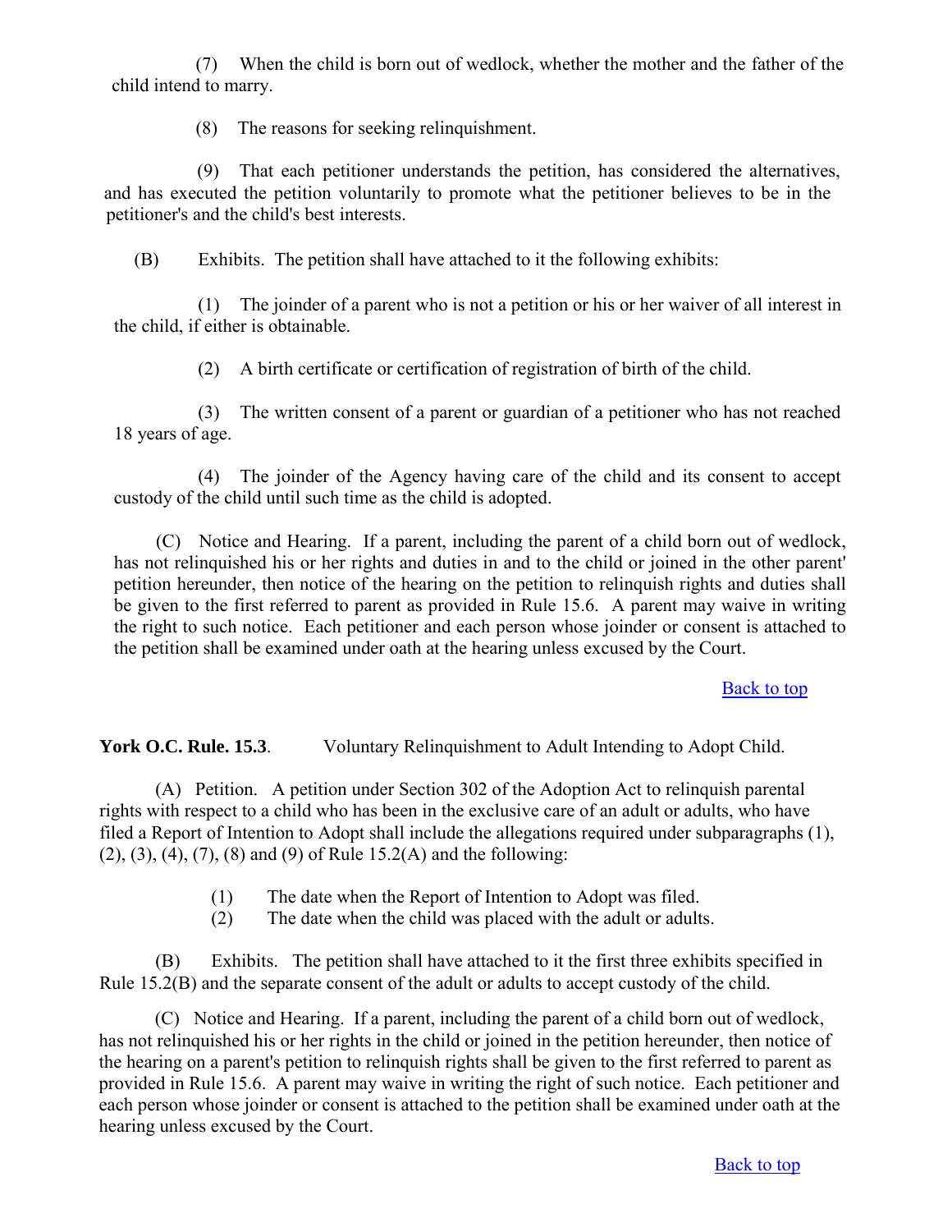(7) When the child is born out of wedlock, whether the mother and the father of the child intend to marry.

(8) The reasons for seeking relinquishment.

(9) That each petitioner understands the petition, has considered the alternatives, and has executed the petition voluntarily to promote what the petitioner believes to be in the petitioner's and the child's best interests.

(B) Exhibits. The petition shall have attached to it the following exhibits:

(1) The joinder of a parent who is not a petition or his or her waiver of all interest in the child, if either is obtainable.

(2) A birth certificate or certification of registration of birth of the child.

(3) The written consent of a parent or guardian of a petitioner who has not reached 18 years of age.

(4) The joinder of the Agency having care of the child and its consent to accept custody of the child until such time as the child is adopted.

(C) Notice and Hearing. If a parent, including the parent of a child born out of wedlock, has not relinquished his or her rights and duties in and to the child or joined in the other parent' petition hereunder, then notice of the hearing on the petition to relinquish rights and duties shall be given to the first referred to parent as provided in Rule 15.6. A parent may waive in writing the right to such notice. Each petitioner and each person whose joinder or consent is attached to the petition shall be examined under oath at the hearing unless excused by the Court.

Back to top

**York O.C. Rule 15.3**. Voluntary Relinquishment to Adult Intending to Adopt Child.

(A) Petition. A petition under Section 302 of the Adoption Act to relinquish parental rights with respect to a child who has been in the exclusive care of an adult or adults, who have filed a Report of Intention to Adopt shall include the allegations required under subparagraphs (1), (2), (3), (4), (7), (8) and (9) of Rule 15.2(A) and the following:

(1) The date when the Report of Intention to Adopt was filed.
(2) The date when the child was placed with the adult or adults.

(B) Exhibits. The petition shall have attached to it the first three exhibits specified in Rule 15.2(B) and the separate consent of the adult or adults to accept custody of the child.

(C) Notice and Hearing. If a parent, including the parent of a child born out of wedlock, has not relinquished his or her rights in the child or joined in the petition hereunder, then notice of the hearing on a parent's petition to relinquish rights shall be given to the first referred to parent as provided in Rule 15.6. A parent may waive in writing the right of such notice. Each petitioner and each person whose joinder or consent is attached to the petition shall be examined under oath at the hearing unless excused by the Court.

Back to top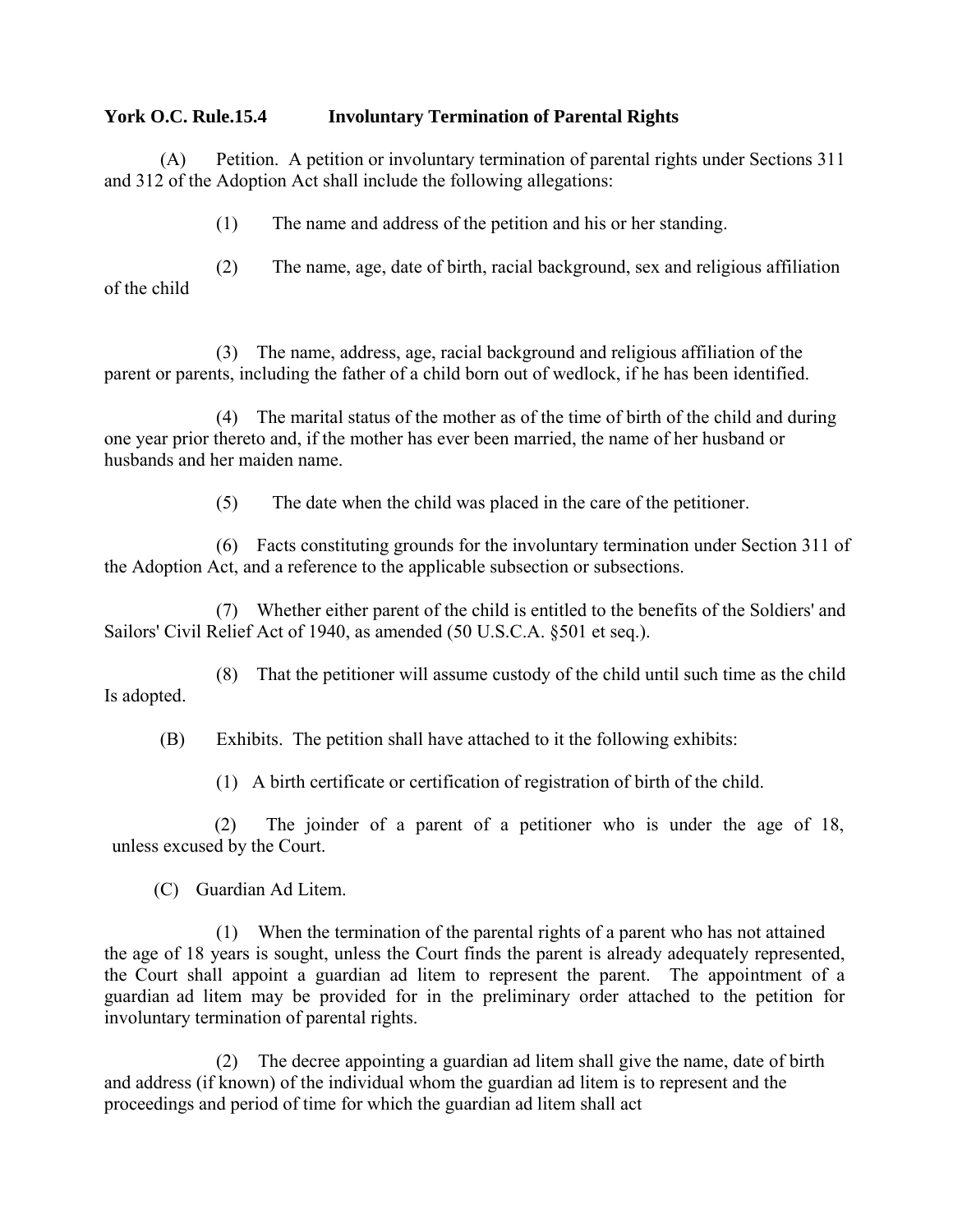**York O.C. Rule.15.4 Involuntary Termination of Parental Rights**

(A) Petition. A petition or involuntary termination of parental rights under Sections 311 and 312 of the Adoption Act shall include the following allegations:

(1) The name and address of the petition and his or her standing.

(2) The name, age, date of birth, racial background, sex and religious affiliation of the child

(3) The name, address, age, racial background and religious affiliation of the parent or parents, including the father of a child born out of wedlock, if he has been identified.

(4) The marital status of the mother as of the time of birth of the child and during one year prior thereto and, if the mother has ever been married, the name of her husband or husbands and her maiden name.

(5) The date when the child was placed in the care of the petitioner.

(6) Facts constituting grounds for the involuntary termination under Section 311 of the Adoption Act, and a reference to the applicable subsection or subsections.

(7) Whether either parent of the child is entitled to the benefits of the Soldiers' and Sailors' Civil Relief Act of 1940, as amended (50 U.S.C.A. §501 et seq.).

(8) That the petitioner will assume custody of the child until such time as the child Is adopted.

(B) Exhibits. The petition shall have attached to it the following exhibits:

(1) A birth certificate or certification of registration of birth of the child.

(2) The joinder of a parent of a petitioner who is under the age of 18, unless excused by the Court.

(C) Guardian Ad Litem.

(1) When the termination of the parental rights of a parent who has not attained the age of 18 years is sought, unless the Court finds the parent is already adequately represented, the Court shall appoint a guardian ad litem to represent the parent. The appointment of a guardian ad litem may be provided for in the preliminary order attached to the petition for involuntary termination of parental rights.

(2) The decree appointing a guardian ad litem shall give the name, date of birth and address (if known) of the individual whom the guardian ad litem is to represent and the proceedings and period of time for which the guardian ad litem shall act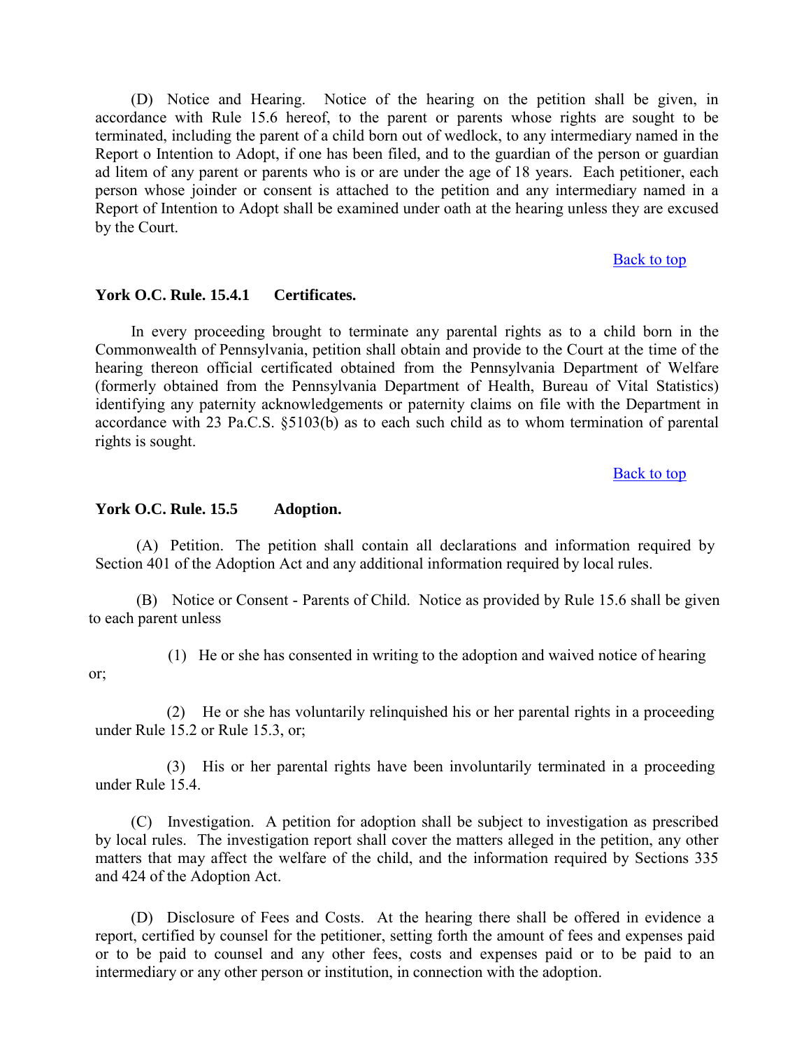(D) Notice and Hearing. Notice of the hearing on the petition shall be given, in accordance with Rule 15.6 hereof, to the parent or parents whose rights are sought to be terminated, including the parent of a child born out of wedlock, to any intermediary named in the Report o Intention to Adopt, if one has been filed, and to the guardian of the person or guardian ad litem of any parent or parents who is or are under the age of 18 years. Each petitioner, each person whose joinder or consent is attached to the petition and any intermediary named in a Report of Intention to Adopt shall be examined under oath at the hearing unless they are excused by the Court.

Back to top

**York O.C. Rule. 15.4.1 Certificates.**

In every proceeding brought to terminate any parental rights as to a child born in the Commonwealth of Pennsylvania, petition shall obtain and provide to the Court at the time of the hearing thereon official certificated obtained from the Pennsylvania Department of Welfare (formerly obtained from the Pennsylvania Department of Health, Bureau of Vital Statistics) identifying any paternity acknowledgements or paternity claims on file with the Department in accordance with 23 Pa.C.S. §5103(b) as to each such child as to whom termination of parental rights is sought.

Back to top

**York O.C. Rule. 15.5 Adoption.**

(A) Petition. The petition shall contain all declarations and information required by Section 401 of the Adoption Act and any additional information required by local rules.

(B) Notice or Consent - Parents of Child. Notice as provided by Rule 15.6 shall be given to each parent unless

(1) He or she has consented in writing to the adoption and waived notice of hearing or;

(2) He or she has voluntarily relinquished his or her parental rights in a proceeding under Rule 15.2 or Rule 15.3, or;

(3) His or her parental rights have been involuntarily terminated in a proceeding under Rule 15.4.

(C) Investigation. A petition for adoption shall be subject to investigation as prescribed by local rules. The investigation report shall cover the matters alleged in the petition, any other matters that may affect the welfare of the child, and the information required by Sections 335 and 424 of the Adoption Act.

(D) Disclosure of Fees and Costs. At the hearing there shall be offered in evidence a report, certified by counsel for the petitioner, setting forth the amount of fees and expenses paid or to be paid to counsel and any other fees, costs and expenses paid or to be paid to an intermediary or any other person or institution, in connection with the adoption.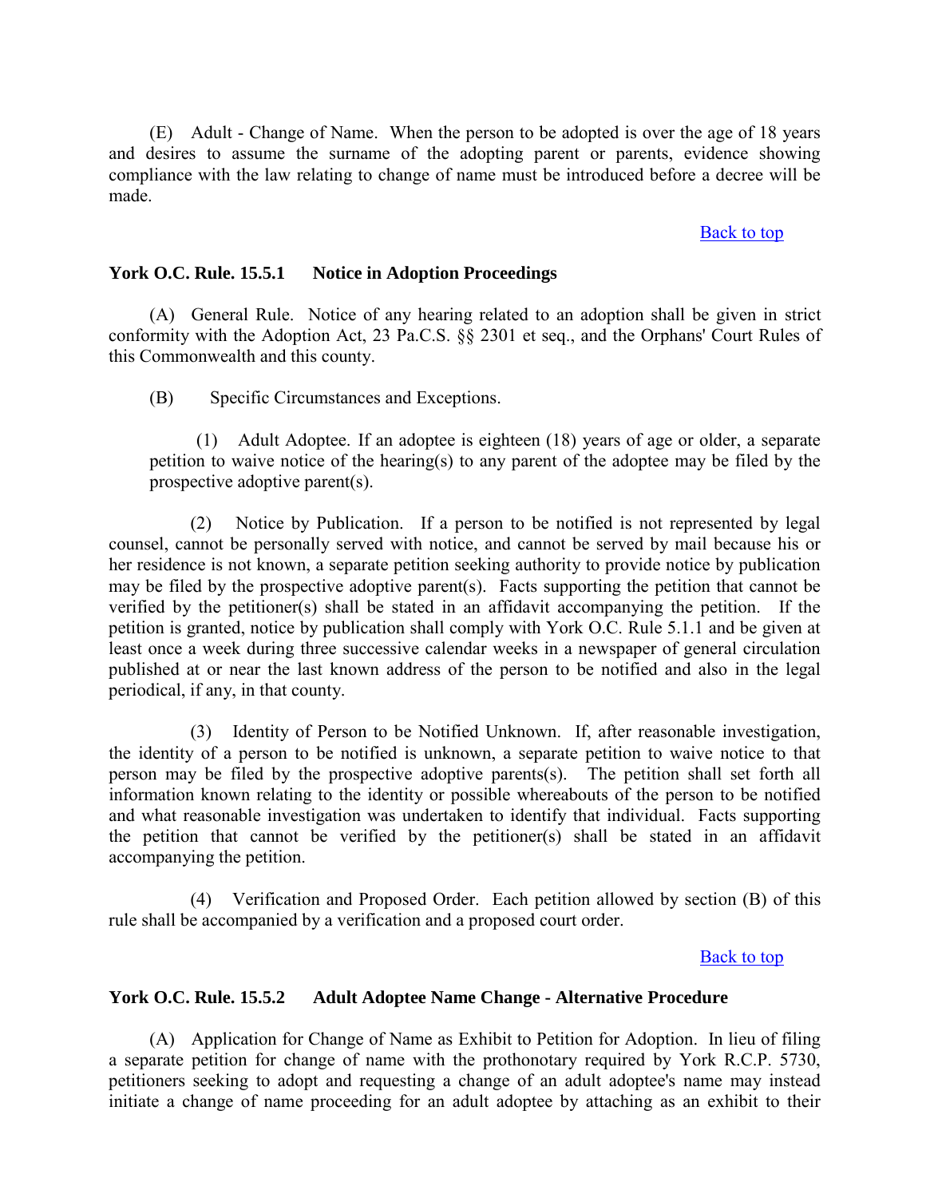(E) Adult - Change of Name. When the person to be adopted is over the age of 18 years and desires to assume the surname of the adopting parent or parents, evidence showing compliance with the law relating to change of name must be introduced before a decree will be made.

Back to top

### York O.C. Rule. 15.5.1 Notice in Adoption Proceedings

(A) General Rule. Notice of any hearing related to an adoption shall be given in strict conformity with the Adoption Act, 23 Pa.C.S. §§ 2301 et seq., and the Orphans' Court Rules of this Commonwealth and this county.

(B) Specific Circumstances and Exceptions.

(1) Adult Adoptee. If an adoptee is eighteen (18) years of age or older, a separate petition to waive notice of the hearing(s) to any parent of the adoptee may be filed by the prospective adoptive parent(s).

(2) Notice by Publication. If a person to be notified is not represented by legal counsel, cannot be personally served with notice, and cannot be served by mail because his or her residence is not known, a separate petition seeking authority to provide notice by publication may be filed by the prospective adoptive parent(s). Facts supporting the petition that cannot be verified by the petitioner(s) shall be stated in an affidavit accompanying the petition. If the petition is granted, notice by publication shall comply with York O.C. Rule 5.1.1 and be given at least once a week during three successive calendar weeks in a newspaper of general circulation published at or near the last known address of the person to be notified and also in the legal periodical, if any, in that county.

(3) Identity of Person to be Notified Unknown. If, after reasonable investigation, the identity of a person to be notified is unknown, a separate petition to waive notice to that person may be filed by the prospective adoptive parents(s). The petition shall set forth all information known relating to the identity or possible whereabouts of the person to be notified and what reasonable investigation was undertaken to identify that individual. Facts supporting the petition that cannot be verified by the petitioner(s) shall be stated in an affidavit accompanying the petition.

(4) Verification and Proposed Order. Each petition allowed by section (B) of this rule shall be accompanied by a verification and a proposed court order.

Back to top

### York O.C. Rule. 15.5.2 Adult Adoptee Name Change - Alternative Procedure

(A) Application for Change of Name as Exhibit to Petition for Adoption. In lieu of filing a separate petition for change of name with the prothonotary required by York R.C.P. 5730, petitioners seeking to adopt and requesting a change of an adult adoptee's name may instead initiate a change of name proceeding for an adult adoptee by attaching as an exhibit to their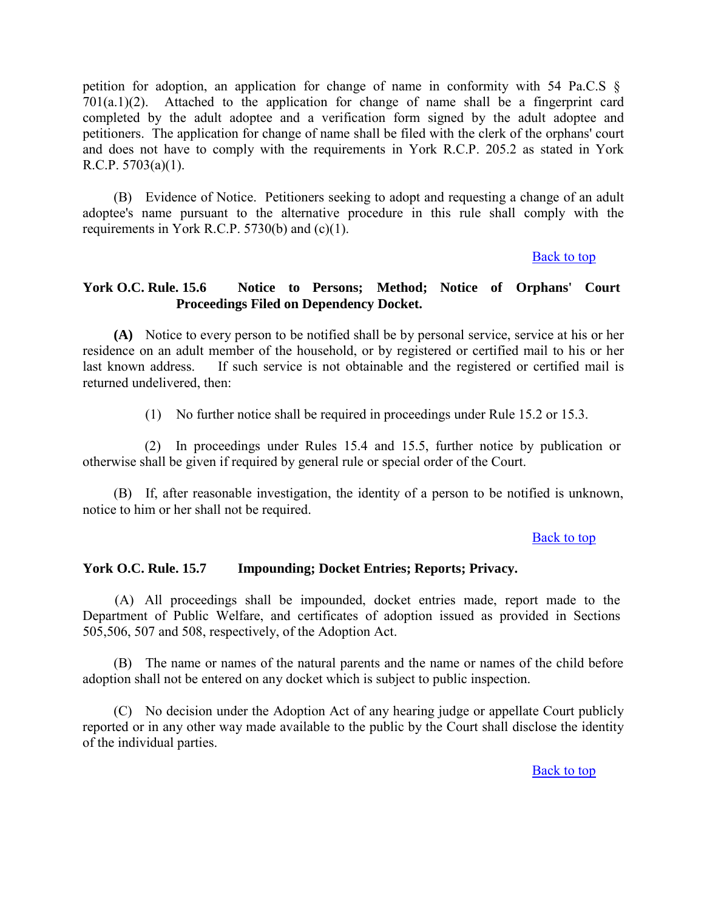petition for adoption, an application for change of name in conformity with 54 Pa.C.S § 701(a.1)(2). Attached to the application for change of name shall be a fingerprint card completed by the adult adoptee and a verification form signed by the adult adoptee and petitioners. The application for change of name shall be filed with the clerk of the orphans' court and does not have to comply with the requirements in York R.C.P. 205.2 as stated in York R.C.P. 5703(a)(1).

(B) Evidence of Notice. Petitioners seeking to adopt and requesting a change of an adult adoptee's name pursuant to the alternative procedure in this rule shall comply with the requirements in York R.C.P. 5730(b) and (c)(1).

Back to top

**York O.C. Rule. 15.6 Notice to Persons; Method; Notice of Orphans' Court Proceedings Filed on Dependency Docket.**

**(A)** Notice to every person to be notified shall be by personal service, service at his or her residence on an adult member of the household, or by registered or certified mail to his or her last known address. If such service is not obtainable and the registered or certified mail is returned undelivered, then:

(1) No further notice shall be required in proceedings under Rule 15.2 or 15.3.

(2) In proceedings under Rules 15.4 and 15.5, further notice by publication or otherwise shall be given if required by general rule or special order of the Court.

(B) If, after reasonable investigation, the identity of a person to be notified is unknown, notice to him or her shall not be required.

Back to top

**York O.C. Rule. 15.7 Impounding; Docket Entries; Reports; Privacy.**

(A) All proceedings shall be impounded, docket entries made, report made to the Department of Public Welfare, and certificates of adoption issued as provided in Sections 505,506, 507 and 508, respectively, of the Adoption Act.

(B) The name or names of the natural parents and the name or names of the child before adoption shall not be entered on any docket which is subject to public inspection.

(C) No decision under the Adoption Act of any hearing judge or appellate Court publicly reported or in any other way made available to the public by the Court shall disclose the identity of the individual parties.

Back to top